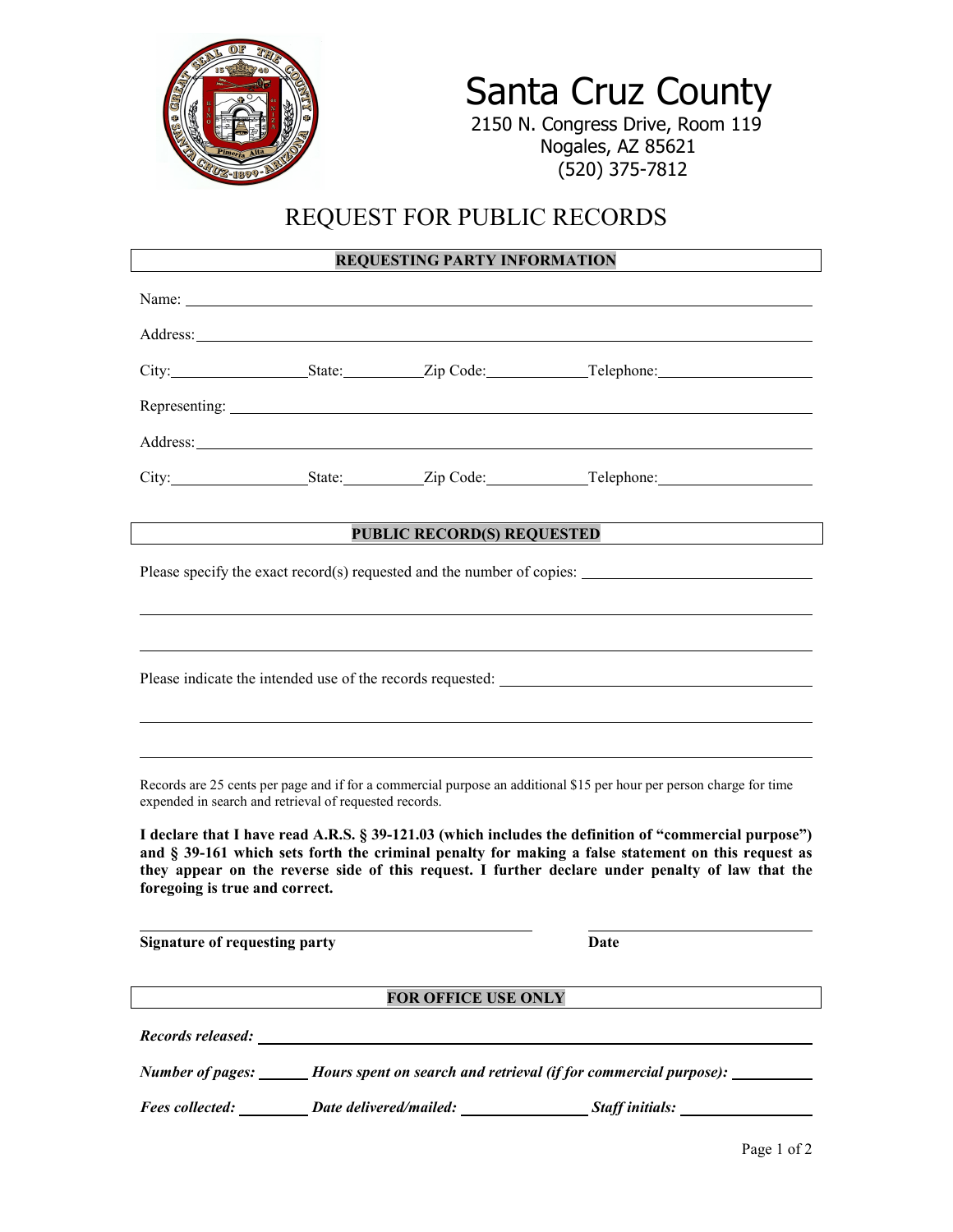# Santa Cruz County

2150 N. Congress Drive, Room 119
Nogales, AZ 85621
(520) 375-7812

## REQUEST FOR PUBLIC RECORDS

### REQUESTING PARTY INFORMATION

Name: ______________________________________________

Address: ______________________________________________

City: ______________ State: __________ Zip Code: ____________ Telephone: ________________

Representing: ______________________________________________

Address: ______________________________________________

City: ______________ State: __________ Zip Code: ____________ Telephone: ________________

### PUBLIC RECORD(S) REQUESTED

Please specify the exact record(s) requested and the number of copies: ______________________________

______________________________________________

______________________________________________

Please indicate the intended use of the records requested: ______________________________

______________________________________________

______________________________________________

Records are 25 cents per page and if for a commercial purpose an additional $15 per hour per person charge for time expended in search and retrieval of requested records.

**I declare that I have read A.R.S. § 39-121.03 (which includes the definition of "commercial purpose") and § 39-161 which sets forth the criminal penalty for making a false statement on this request as they appear on the reverse side of this request. I further declare under penalty of law that the foregoing is true and correct.**

______________________________ ______________________

**Signature of requesting party** **Date**

### FOR OFFICE USE ONLY

***Records released:*** ______________________________________________

***Number of pages:*** ______ ***Hours spent on search and retrieval (if for commercial purpose):*** __________

***Fees collected:*** ________ ***Date delivered/mailed:*** ______________ ***Staff initials:*** ______________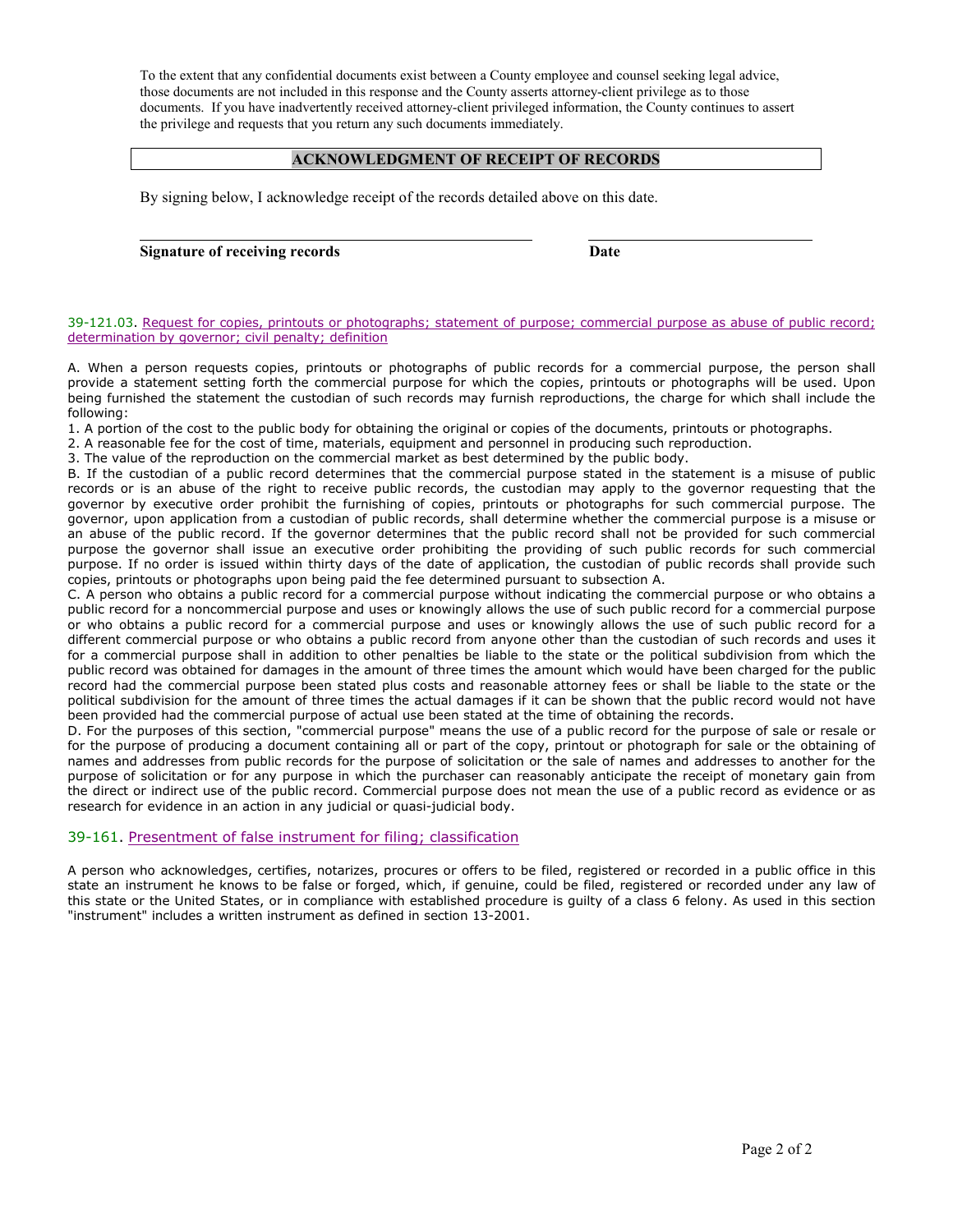To the extent that any confidential documents exist between a County employee and counsel seeking legal advice, those documents are not included in this response and the County asserts attorney-client privilege as to those documents. If you have inadvertently received attorney-client privileged information, the County continues to assert the privilege and requests that you return any such documents immediately.

## ACKNOWLEDGMENT OF RECEIPT OF RECORDS

By signing below, I acknowledge receipt of the records detailed above on this date.

| | |
|---|---|
| **Signature of receiving records** | **Date** |

### 39-121.03. Request for copies, printouts or photographs; statement of purpose; commercial purpose as abuse of public record; determination by governor; civil penalty; definition

A. When a person requests copies, printouts or photographs of public records for a commercial purpose, the person shall provide a statement setting forth the commercial purpose for which the copies, printouts or photographs will be used. Upon being furnished the statement the custodian of such records may furnish reproductions, the charge for which shall include the following:

1. A portion of the cost to the public body for obtaining the original or copies of the documents, printouts or photographs.
2. A reasonable fee for the cost of time, materials, equipment and personnel in producing such reproduction.
3. The value of the reproduction on the commercial market as best determined by the public body.

B. If the custodian of a public record determines that the commercial purpose stated in the statement is a misuse of public records or is an abuse of the right to receive public records, the custodian may apply to the governor requesting that the governor by executive order prohibit the furnishing of copies, printouts or photographs for such commercial purpose. The governor, upon application from a custodian of public records, shall determine whether the commercial purpose is a misuse or an abuse of the public record. If the governor determines that the public record shall not be provided for such commercial purpose the governor shall issue an executive order prohibiting the providing of such public records for such commercial purpose. If no order is issued within thirty days of the date of application, the custodian of public records shall provide such copies, printouts or photographs upon being paid the fee determined pursuant to subsection A.

C. A person who obtains a public record for a commercial purpose without indicating the commercial purpose or who obtains a public record for a noncommercial purpose and uses or knowingly allows the use of such public record for a commercial purpose or who obtains a public record for a commercial purpose and uses or knowingly allows the use of such public record for a different commercial purpose or who obtains a public record from anyone other than the custodian of such records and uses it for a commercial purpose shall in addition to other penalties be liable to the state or the political subdivision from which the public record was obtained for damages in the amount of three times the amount which would have been charged for the public record had the commercial purpose been stated plus costs and reasonable attorney fees or shall be liable to the state or the political subdivision for the amount of three times the actual damages if it can be shown that the public record would not have been provided had the commercial purpose of actual use been stated at the time of obtaining the records.

D. For the purposes of this section, "commercial purpose" means the use of a public record for the purpose of sale or resale or for the purpose of producing a document containing all or part of the copy, printout or photograph for sale or the obtaining of names and addresses from public records for the purpose of solicitation or the sale of names and addresses to another for the purpose of solicitation or for any purpose in which the purchaser can reasonably anticipate the receipt of monetary gain from the direct or indirect use of the public record. Commercial purpose does not mean the use of a public record as evidence or as research for evidence in an action in any judicial or quasi-judicial body.

### 39-161. Presentment of false instrument for filing; classification

A person who acknowledges, certifies, notarizes, procures or offers to be filed, registered or recorded in a public office in this state an instrument he knows to be false or forged, which, if genuine, could be filed, registered or recorded under any law of this state or the United States, or in compliance with established procedure is guilty of a class 6 felony. As used in this section "instrument" includes a written instrument as defined in section 13-2001.